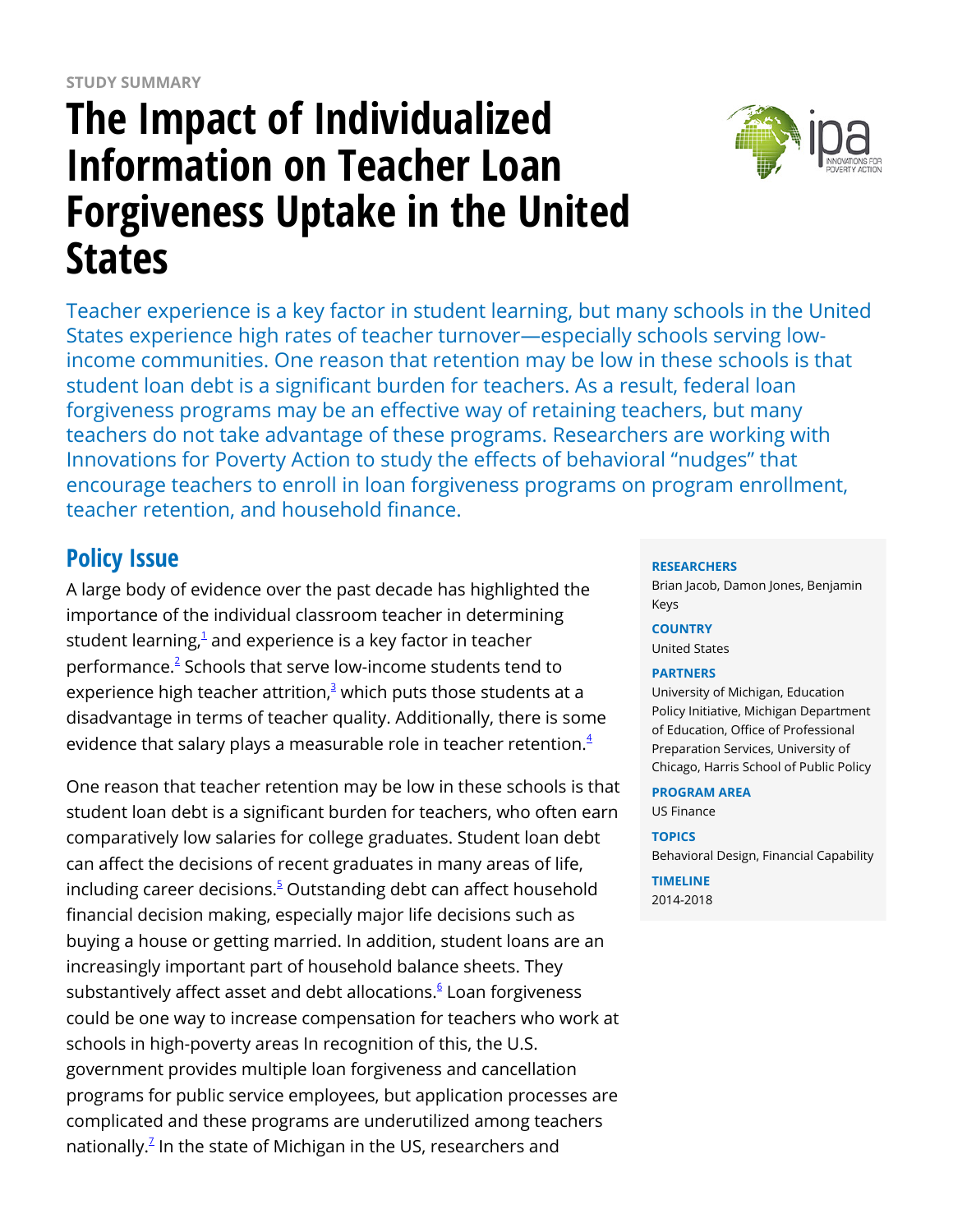STUDY SUMMARY

# The Impact of Individualized Information on Teacher Loan Forgiveness Uptake in the United States

Teacher experience is a key factor in student learning, but many schools in the United States experience high rates of teacher turnover—especially schools serving low-income communities. One reason that retention may be low in these schools is that student loan debt is a significant burden for teachers. As a result, federal loan forgiveness programs may be an effective way of retaining teachers, but many teachers do not take advantage of these programs. Researchers are working with Innovations for Poverty Action to study the effects of behavioral "nudges" that encourage teachers to enroll in loan forgiveness programs on program enrollment, teacher retention, and household finance.

**RESEARCHERS**
Brian Jacob, Damon Jones, Benjamin Keys

**COUNTRY**
United States

**PARTNERS**
University of Michigan, Education Policy Initiative, Michigan Department of Education, Office of Professional Preparation Services, University of Chicago, Harris School of Public Policy

**PROGRAM AREA**
US Finance

**TOPICS**
Behavioral Design, Financial Capability

**TIMELINE**
2014-2018

## Policy Issue

A large body of evidence over the past decade has highlighted the importance of the individual classroom teacher in determining student learning,[1] and experience is a key factor in teacher performance.[2] Schools that serve low-income students tend to experience high teacher attrition,[3] which puts those students at a disadvantage in terms of teacher quality. Additionally, there is some evidence that salary plays a measurable role in teacher retention.[4]

One reason that teacher retention may be low in these schools is that student loan debt is a significant burden for teachers, who often earn comparatively low salaries for college graduates. Student loan debt can affect the decisions of recent graduates in many areas of life, including career decisions.[5] Outstanding debt can affect household financial decision making, especially major life decisions such as buying a house or getting married. In addition, student loans are an increasingly important part of household balance sheets. They substantively affect asset and debt allocations.[6] Loan forgiveness could be one way to increase compensation for teachers who work at schools in high-poverty areas In recognition of this, the U.S. government provides multiple loan forgiveness and cancellation programs for public service employees, but application processes are complicated and these programs are underutilized among teachers nationally.[7] In the state of Michigan in the US, researchers and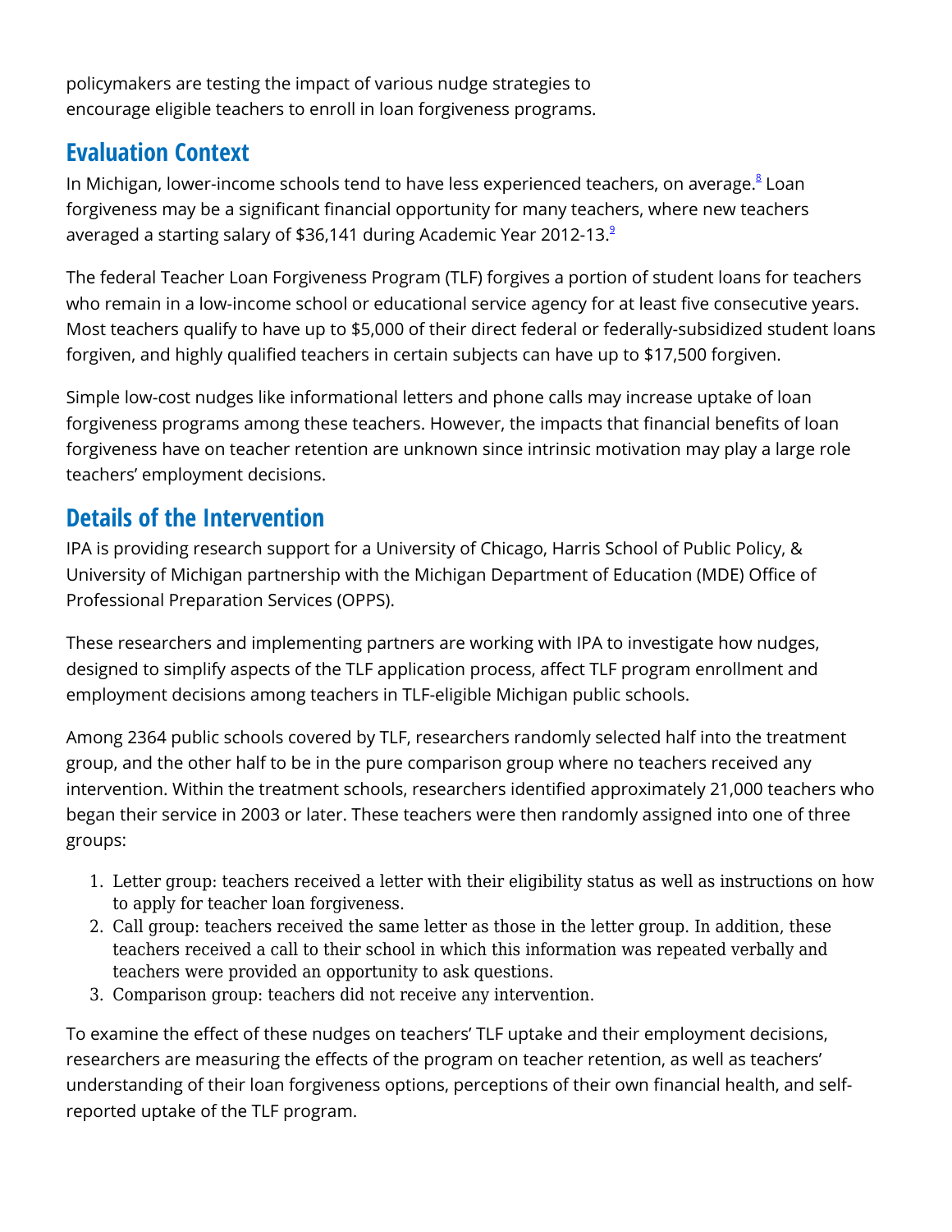policymakers are testing the impact of various nudge strategies to encourage eligible teachers to enroll in loan forgiveness programs.

## Evaluation Context

In Michigan, lower-income schools tend to have less experienced teachers, on average.[8] Loan forgiveness may be a significant financial opportunity for many teachers, where new teachers averaged a starting salary of $36,141 during Academic Year 2012-13.[9]

The federal Teacher Loan Forgiveness Program (TLF) forgives a portion of student loans for teachers who remain in a low-income school or educational service agency for at least five consecutive years. Most teachers qualify to have up to $5,000 of their direct federal or federally-subsidized student loans forgiven, and highly qualified teachers in certain subjects can have up to $17,500 forgiven.

Simple low-cost nudges like informational letters and phone calls may increase uptake of loan forgiveness programs among these teachers. However, the impacts that financial benefits of loan forgiveness have on teacher retention are unknown since intrinsic motivation may play a large role teachers' employment decisions.

## Details of the Intervention

IPA is providing research support for a University of Chicago, Harris School of Public Policy, & University of Michigan partnership with the Michigan Department of Education (MDE) Office of Professional Preparation Services (OPPS).

These researchers and implementing partners are working with IPA to investigate how nudges, designed to simplify aspects of the TLF application process, affect TLF program enrollment and employment decisions among teachers in TLF-eligible Michigan public schools.

Among 2364 public schools covered by TLF, researchers randomly selected half into the treatment group, and the other half to be in the pure comparison group where no teachers received any intervention. Within the treatment schools, researchers identified approximately 21,000 teachers who began their service in 2003 or later. These teachers were then randomly assigned into one of three groups:

1. Letter group: teachers received a letter with their eligibility status as well as instructions on how to apply for teacher loan forgiveness.
2. Call group: teachers received the same letter as those in the letter group. In addition, these teachers received a call to their school in which this information was repeated verbally and teachers were provided an opportunity to ask questions.
3. Comparison group: teachers did not receive any intervention.

To examine the effect of these nudges on teachers' TLF uptake and their employment decisions, researchers are measuring the effects of the program on teacher retention, as well as teachers' understanding of their loan forgiveness options, perceptions of their own financial health, and self-reported uptake of the TLF program.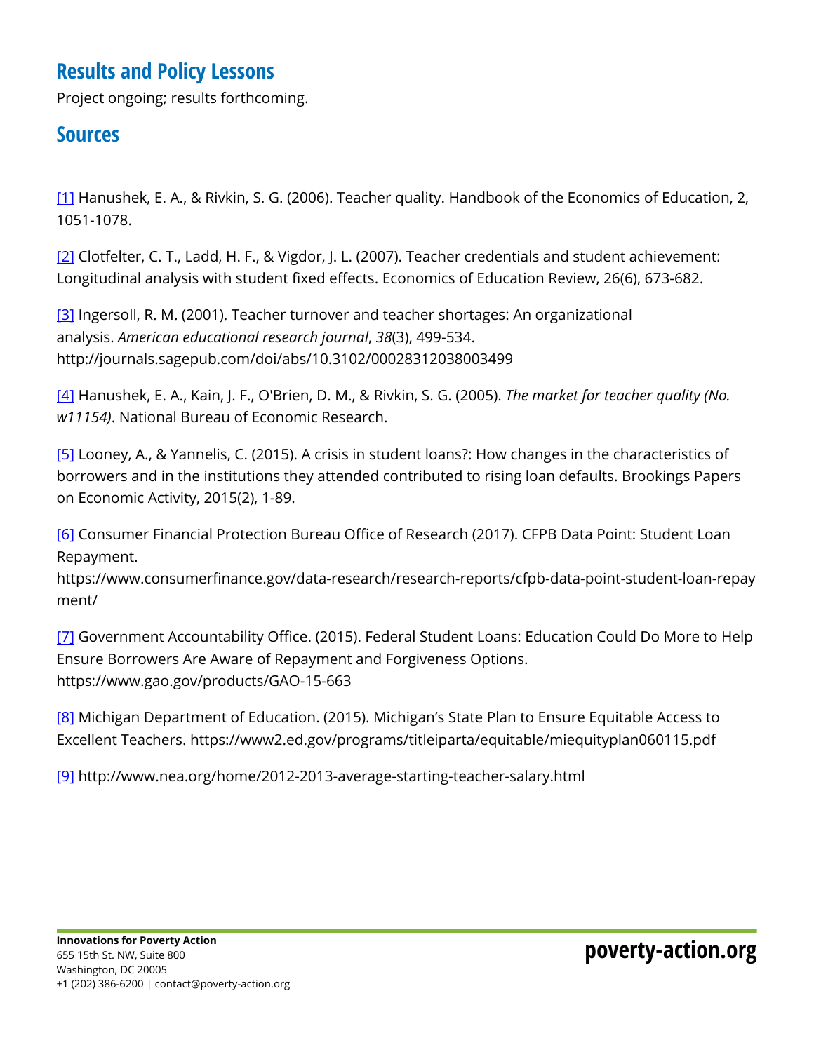## Results and Policy Lessons

Project ongoing; results forthcoming.

## Sources

[1] Hanushek, E. A., & Rivkin, S. G. (2006). Teacher quality. Handbook of the Economics of Education, 2, 1051-1078.

[2] Clotfelter, C. T., Ladd, H. F., & Vigdor, J. L. (2007). Teacher credentials and student achievement: Longitudinal analysis with student fixed effects. Economics of Education Review, 26(6), 673-682.

[3] Ingersoll, R. M. (2001). Teacher turnover and teacher shortages: An organizational analysis. *American educational research journal*, *38*(3), 499-534. http://journals.sagepub.com/doi/abs/10.3102/00028312038003499

[4] Hanushek, E. A., Kain, J. F., O'Brien, D. M., & Rivkin, S. G. (2005). *The market for teacher quality (No. w11154)*. National Bureau of Economic Research.

[5] Looney, A., & Yannelis, C. (2015). A crisis in student loans?: How changes in the characteristics of borrowers and in the institutions they attended contributed to rising loan defaults. Brookings Papers on Economic Activity, 2015(2), 1-89.

[6] Consumer Financial Protection Bureau Office of Research (2017). CFPB Data Point: Student Loan Repayment. https://www.consumerfinance.gov/data-research/research-reports/cfpb-data-point-student-loan-repayment/

[7] Government Accountability Office. (2015). Federal Student Loans: Education Could Do More to Help Ensure Borrowers Are Aware of Repayment and Forgiveness Options. https://www.gao.gov/products/GAO-15-663

[8] Michigan Department of Education. (2015). Michigan's State Plan to Ensure Equitable Access to Excellent Teachers. https://www2.ed.gov/programs/titleiparta/equitable/miequityplan060115.pdf

[9] http://www.nea.org/home/2012-2013-average-starting-teacher-salary.html

**Innovations for Poverty Action**
655 15th St. NW, Suite 800
Washington, DC 20005
+1 (202) 386-6200 | contact@poverty-action.org

**poverty-action.org**